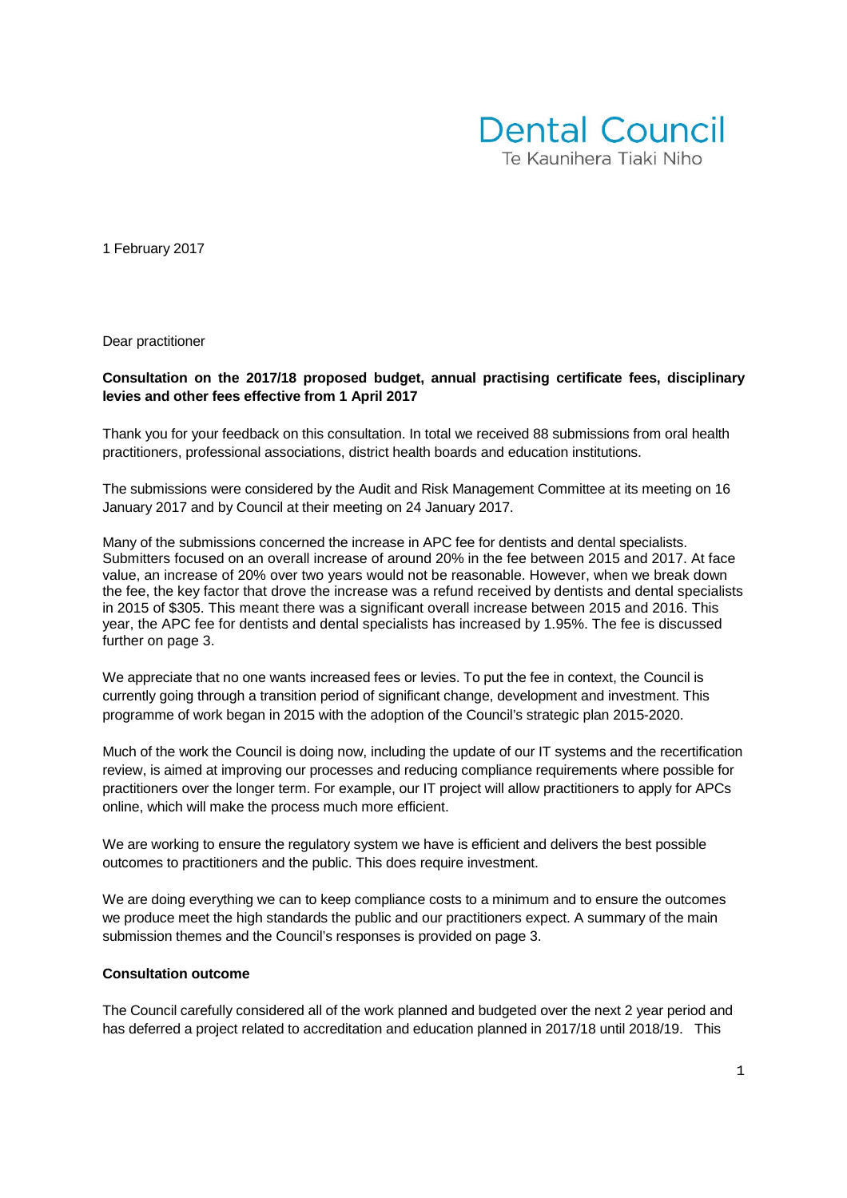Dental Council
Te Kaunihera Tiaki Niho

1 February 2017

Dear practitioner

**Consultation on the 2017/18 proposed budget, annual practising certificate fees, disciplinary levies and other fees effective from 1 April 2017**

Thank you for your feedback on this consultation. In total we received 88 submissions from oral health practitioners, professional associations, district health boards and education institutions.

The submissions were considered by the Audit and Risk Management Committee at its meeting on 16 January 2017 and by Council at their meeting on 24 January 2017.

Many of the submissions concerned the increase in APC fee for dentists and dental specialists. Submitters focused on an overall increase of around 20% in the fee between 2015 and 2017. At face value, an increase of 20% over two years would not be reasonable. However, when we break down the fee, the key factor that drove the increase was a refund received by dentists and dental specialists in 2015 of $305. This meant there was a significant overall increase between 2015 and 2016. This year, the APC fee for dentists and dental specialists has increased by 1.95%. The fee is discussed further on page 3.

We appreciate that no one wants increased fees or levies. To put the fee in context, the Council is currently going through a transition period of significant change, development and investment. This programme of work began in 2015 with the adoption of the Council's strategic plan 2015-2020.

Much of the work the Council is doing now, including the update of our IT systems and the recertification review, is aimed at improving our processes and reducing compliance requirements where possible for practitioners over the longer term. For example, our IT project will allow practitioners to apply for APCs online, which will make the process much more efficient.

We are working to ensure the regulatory system we have is efficient and delivers the best possible outcomes to practitioners and the public. This does require investment.

We are doing everything we can to keep compliance costs to a minimum and to ensure the outcomes we produce meet the high standards the public and our practitioners expect. A summary of the main submission themes and the Council's responses is provided on page 3.

**Consultation outcome**

The Council carefully considered all of the work planned and budgeted over the next 2 year period and has deferred a project related to accreditation and education planned in 2017/18 until 2018/19. This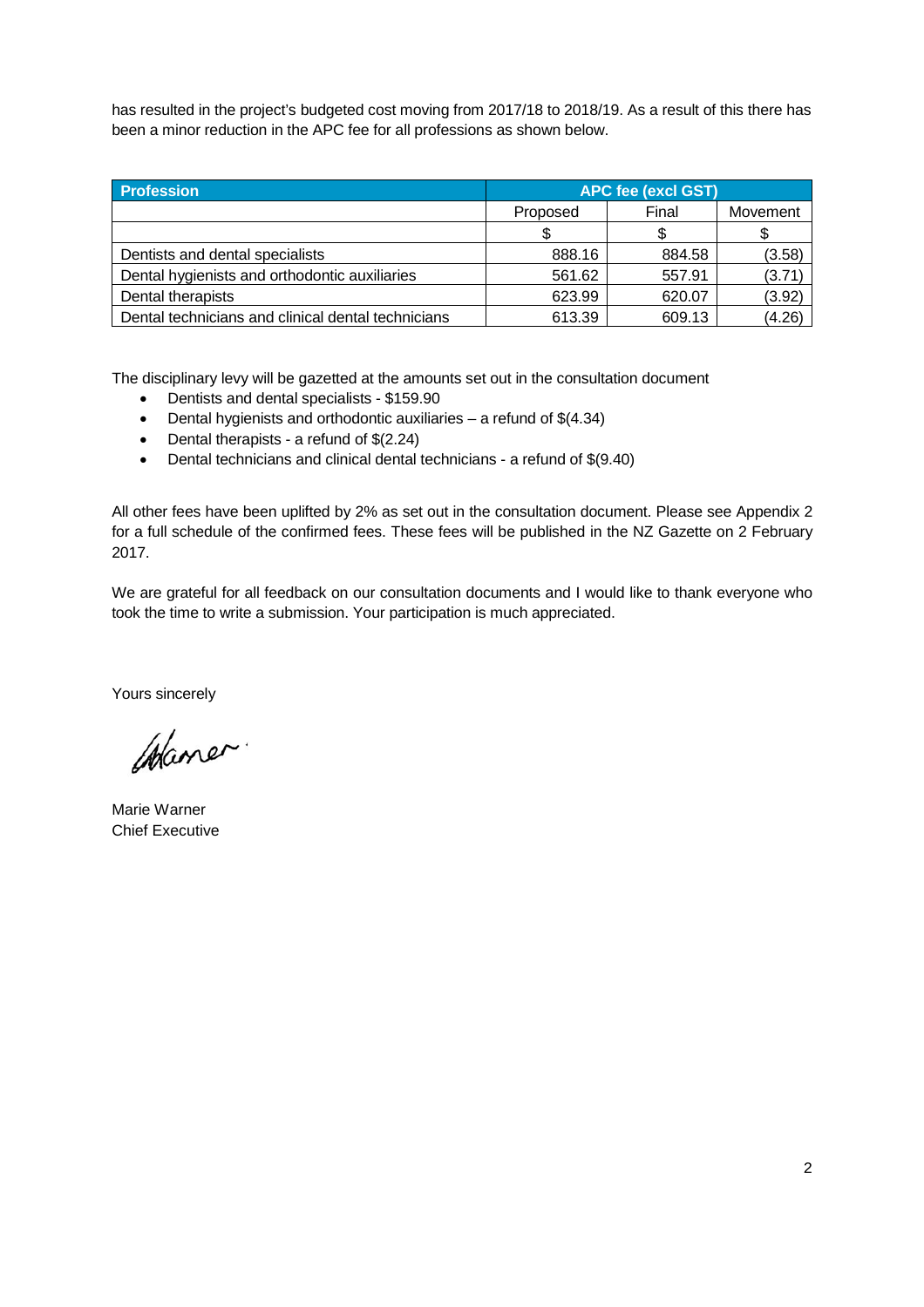has resulted in the project's budgeted cost moving from 2017/18 to 2018/19. As a result of this there has been a minor reduction in the APC fee for all professions as shown below.

| Profession | APC fee (excl GST) | | |
|---|---|---|---|
| | Proposed | Final | Movement |
| | $ | $ | $ |
| Dentists and dental specialists | 888.16 | 884.58 | (3.58) |
| Dental hygienists and orthodontic auxiliaries | 561.62 | 557.91 | (3.71) |
| Dental therapists | 623.99 | 620.07 | (3.92) |
| Dental technicians and clinical dental technicians | 613.39 | 609.13 | (4.26) |

The disciplinary levy will be gazetted at the amounts set out in the consultation document

- Dentists and dental specialists - $159.90
- Dental hygienists and orthodontic auxiliaries – a refund of $(4.34)
- Dental therapists - a refund of $(2.24)
- Dental technicians and clinical dental technicians - a refund of $(9.40)

All other fees have been uplifted by 2% as set out in the consultation document. Please see Appendix 2 for a full schedule of the confirmed fees. These fees will be published in the NZ Gazette on 2 February 2017.

We are grateful for all feedback on our consultation documents and I would like to thank everyone who took the time to write a submission. Your participation is much appreciated.

Yours sincerely

Marie Warner
Chief Executive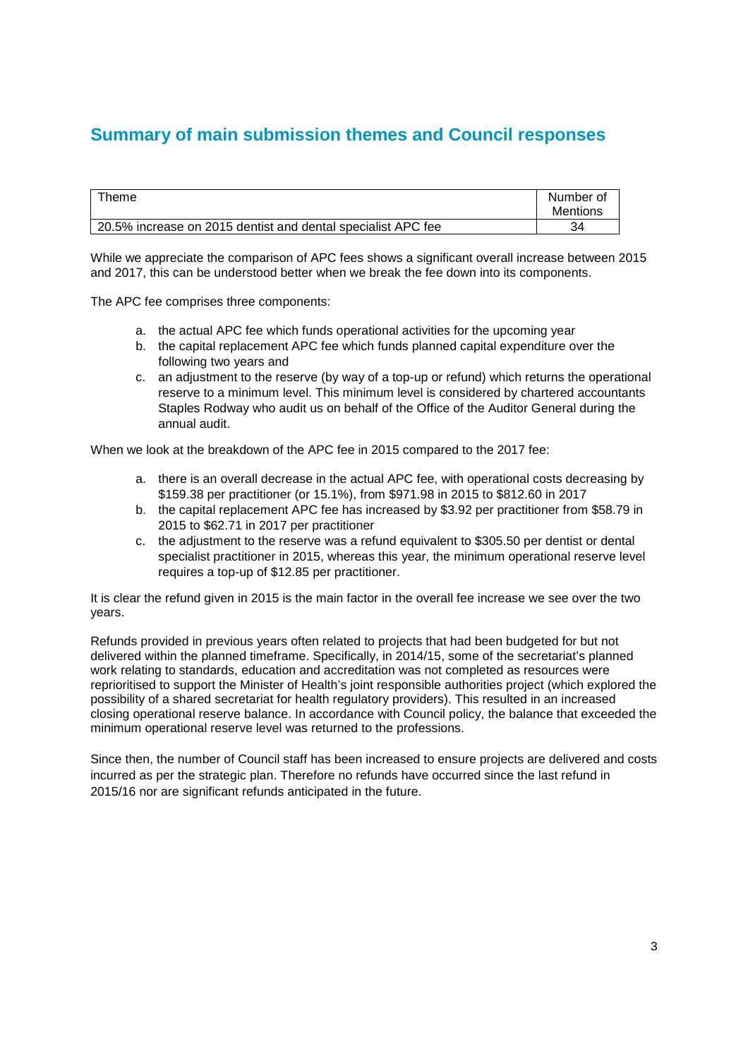## Summary of main submission themes and Council responses

| Theme | Number of Mentions |
|---|---|
| 20.5% increase on 2015 dentist and dental specialist APC fee | 34 |

While we appreciate the comparison of APC fees shows a significant overall increase between 2015 and 2017, this can be understood better when we break the fee down into its components.

The APC fee comprises three components:

a. the actual APC fee which funds operational activities for the upcoming year
b. the capital replacement APC fee which funds planned capital expenditure over the following two years and
c. an adjustment to the reserve (by way of a top-up or refund) which returns the operational reserve to a minimum level. This minimum level is considered by chartered accountants Staples Rodway who audit us on behalf of the Office of the Auditor General during the annual audit.

When we look at the breakdown of the APC fee in 2015 compared to the 2017 fee:

a. there is an overall decrease in the actual APC fee, with operational costs decreasing by $159.38 per practitioner (or 15.1%), from $971.98 in 2015 to $812.60 in 2017
b. the capital replacement APC fee has increased by $3.92 per practitioner from $58.79 in 2015 to $62.71 in 2017 per practitioner
c. the adjustment to the reserve was a refund equivalent to $305.50 per dentist or dental specialist practitioner in 2015, whereas this year, the minimum operational reserve level requires a top-up of $12.85 per practitioner.

It is clear the refund given in 2015 is the main factor in the overall fee increase we see over the two years.

Refunds provided in previous years often related to projects that had been budgeted for but not delivered within the planned timeframe. Specifically, in 2014/15, some of the secretariat's planned work relating to standards, education and accreditation was not completed as resources were reprioritised to support the Minister of Health's joint responsible authorities project (which explored the possibility of a shared secretariat for health regulatory providers). This resulted in an increased closing operational reserve balance. In accordance with Council policy, the balance that exceeded the minimum operational reserve level was returned to the professions.

Since then, the number of Council staff has been increased to ensure projects are delivered and costs incurred as per the strategic plan. Therefore no refunds have occurred since the last refund in 2015/16 nor are significant refunds anticipated in the future.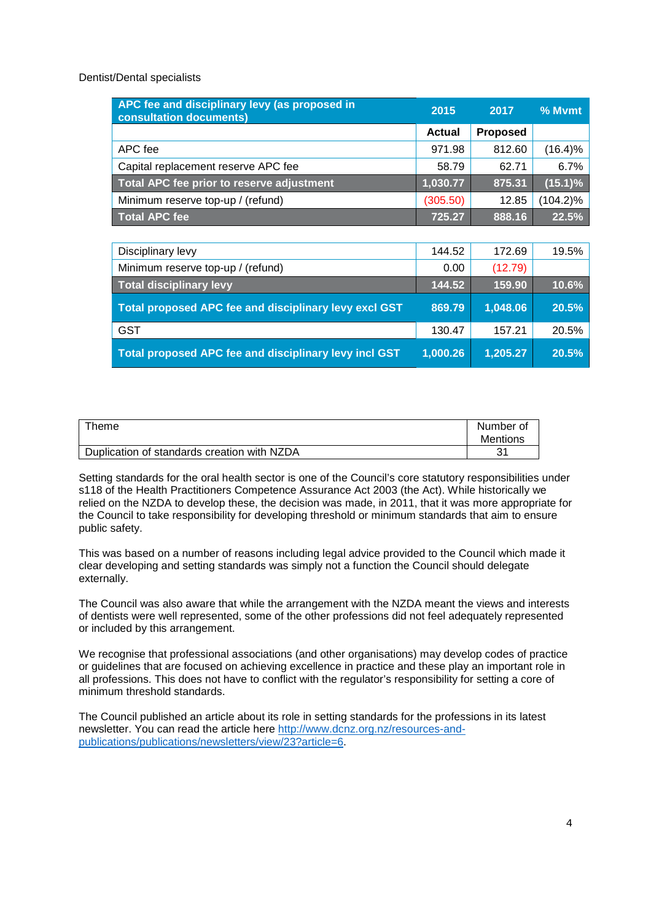Dentist/Dental specialists

| APC fee and disciplinary levy (as proposed in consultation documents) | 2015 | 2017 | % Mvmt |
|---|---|---|---|
| | **Actual** | **Proposed** | |
| APC fee | 971.98 | 812.60 | (16.4)% |
| Capital replacement reserve APC fee | 58.79 | 62.71 | 6.7% |
| **Total APC fee prior to reserve adjustment** | **1,030.77** | **875.31** | **(15.1)%** |
| Minimum reserve top-up / (refund) | (305.50) | 12.85 | (104.2)% |
| **Total APC fee** | **725.27** | **888.16** | **22.5%** |
| | | | |
| Disciplinary levy | 144.52 | 172.69 | 19.5% |
| Minimum reserve top-up / (refund) | 0.00 | (12.79) | |
| **Total disciplinary levy** | **144.52** | **159.90** | **10.6%** |
| **Total proposed APC fee and disciplinary levy excl GST** | **869.79** | **1,048.06** | **20.5%** |
| GST | 130.47 | 157.21 | 20.5% |
| **Total proposed APC fee and disciplinary levy incl GST** | **1,000.26** | **1,205.27** | **20.5%** |

| Theme | Number of Mentions |
|---|---|
| Duplication of standards creation with NZDA | 31 |

Setting standards for the oral health sector is one of the Council's core statutory responsibilities under s118 of the Health Practitioners Competence Assurance Act 2003 (the Act). While historically we relied on the NZDA to develop these, the decision was made, in 2011, that it was more appropriate for the Council to take responsibility for developing threshold or minimum standards that aim to ensure public safety.

This was based on a number of reasons including legal advice provided to the Council which made it clear developing and setting standards was simply not a function the Council should delegate externally.

The Council was also aware that while the arrangement with the NZDA meant the views and interests of dentists were well represented, some of the other professions did not feel adequately represented or included by this arrangement.

We recognise that professional associations (and other organisations) may develop codes of practice or guidelines that are focused on achieving excellence in practice and these play an important role in all professions. This does not have to conflict with the regulator's responsibility for setting a core of minimum threshold standards.

The Council published an article about its role in setting standards for the professions in its latest newsletter. You can read the article here [http://www.dcnz.org.nz/resources-and-publications/publications/newsletters/view/23?article=6](http://www.dcnz.org.nz/resources-and-publications/publications/newsletters/view/23?article=6).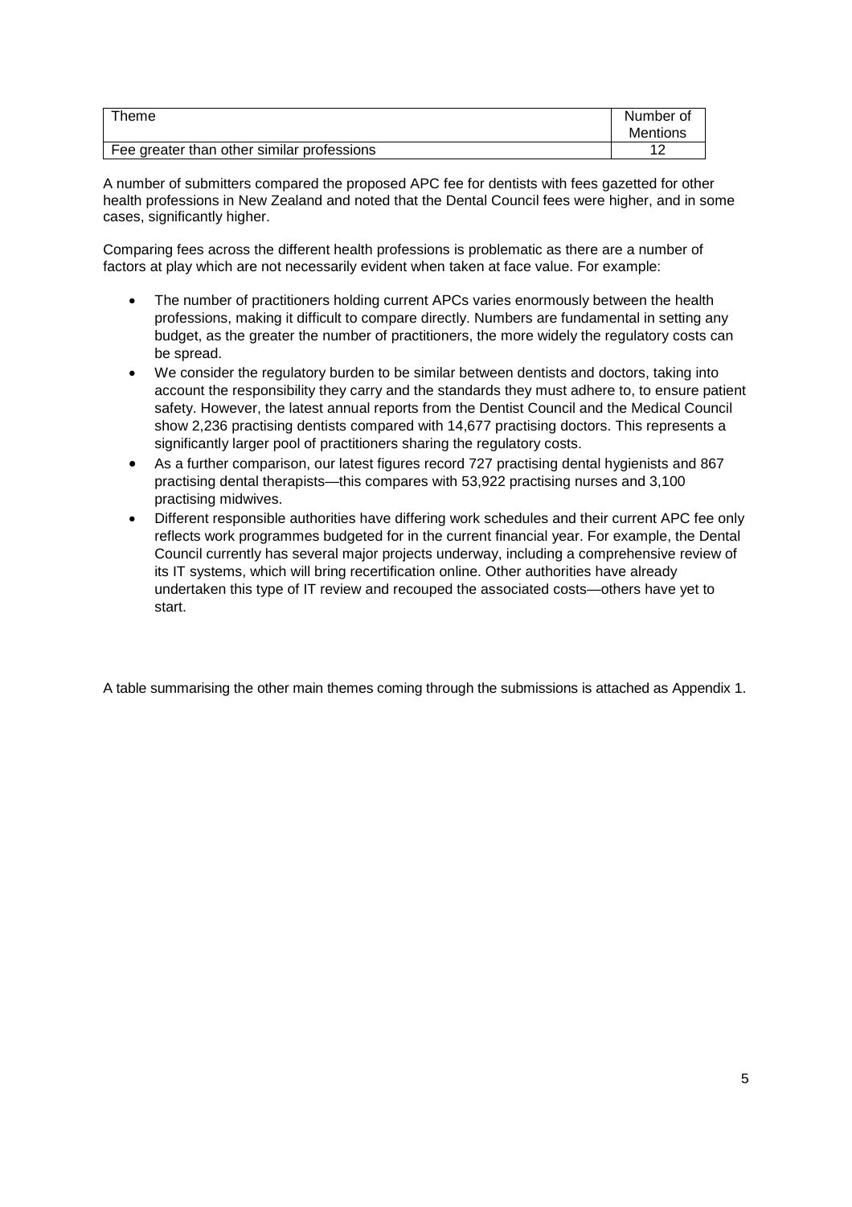| Theme | Number of Mentions |
|---|---|
| Fee greater than other similar professions | 12 |

A number of submitters compared the proposed APC fee for dentists with fees gazetted for other health professions in New Zealand and noted that the Dental Council fees were higher, and in some cases, significantly higher.

Comparing fees across the different health professions is problematic as there are a number of factors at play which are not necessarily evident when taken at face value. For example:

- The number of practitioners holding current APCs varies enormously between the health professions, making it difficult to compare directly. Numbers are fundamental in setting any budget, as the greater the number of practitioners, the more widely the regulatory costs can be spread.
- We consider the regulatory burden to be similar between dentists and doctors, taking into account the responsibility they carry and the standards they must adhere to, to ensure patient safety. However, the latest annual reports from the Dentist Council and the Medical Council show 2,236 practising dentists compared with 14,677 practising doctors. This represents a significantly larger pool of practitioners sharing the regulatory costs.
- As a further comparison, our latest figures record 727 practising dental hygienists and 867 practising dental therapists—this compares with 53,922 practising nurses and 3,100 practising midwives.
- Different responsible authorities have differing work schedules and their current APC fee only reflects work programmes budgeted for in the current financial year. For example, the Dental Council currently has several major projects underway, including a comprehensive review of its IT systems, which will bring recertification online. Other authorities have already undertaken this type of IT review and recouped the associated costs—others have yet to start.

A table summarising the other main themes coming through the submissions is attached as Appendix 1.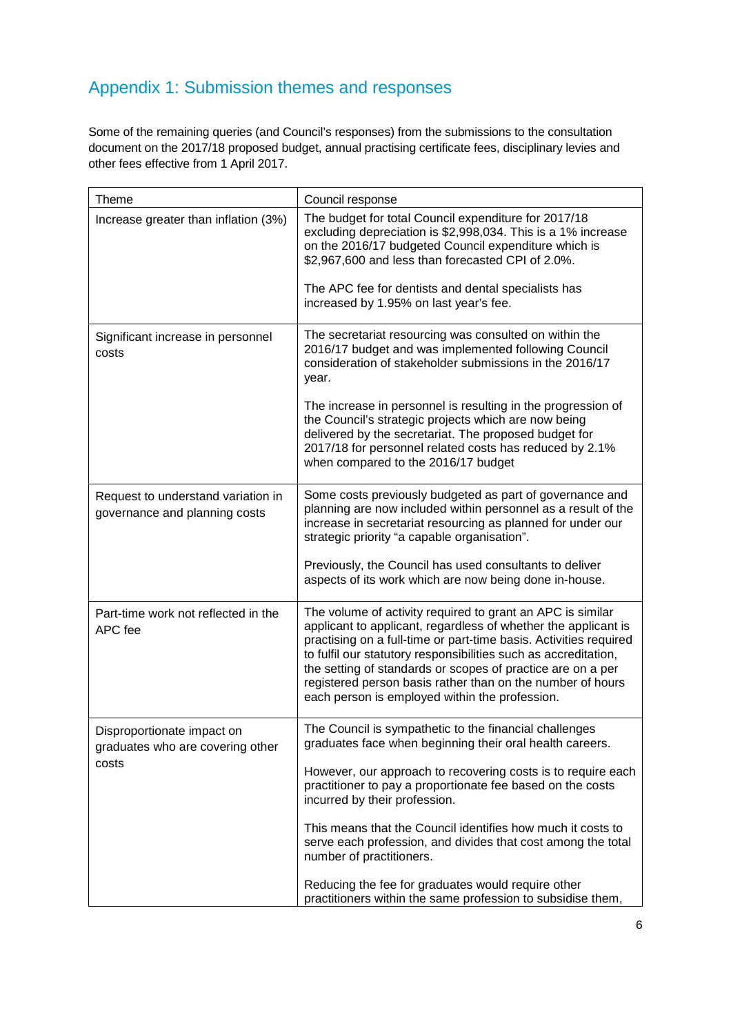## Appendix 1: Submission themes and responses

Some of the remaining queries (and Council's responses) from the submissions to the consultation document on the 2017/18 proposed budget, annual practising certificate fees, disciplinary levies and other fees effective from 1 April 2017.

| Theme | Council response |
|---|---|
| Increase greater than inflation (3%) | The budget for total Council expenditure for 2017/18 excluding depreciation is $2,998,034. This is a 1% increase on the 2016/17 budgeted Council expenditure which is $2,967,600 and less than forecasted CPI of 2.0%.<br><br>The APC fee for dentists and dental specialists has increased by 1.95% on last year's fee. |
| Significant increase in personnel costs | The secretariat resourcing was consulted on within the 2016/17 budget and was implemented following Council consideration of stakeholder submissions in the 2016/17 year.<br><br>The increase in personnel is resulting in the progression of the Council's strategic projects which are now being delivered by the secretariat. The proposed budget for 2017/18 for personnel related costs has reduced by 2.1% when compared to the 2016/17 budget |
| Request to understand variation in governance and planning costs | Some costs previously budgeted as part of governance and planning are now included within personnel as a result of the increase in secretariat resourcing as planned for under our strategic priority "a capable organisation".<br><br>Previously, the Council has used consultants to deliver aspects of its work which are now being done in-house. |
| Part-time work not reflected in the APC fee | The volume of activity required to grant an APC is similar applicant to applicant, regardless of whether the applicant is practising on a full-time or part-time basis. Activities required to fulfil our statutory responsibilities such as accreditation, the setting of standards or scopes of practice are on a per registered person basis rather than on the number of hours each person is employed within the profession. |
| Disproportionate impact on graduates who are covering other costs | The Council is sympathetic to the financial challenges graduates face when beginning their oral health careers.<br><br>However, our approach to recovering costs is to require each practitioner to pay a proportionate fee based on the costs incurred by their profession.<br><br>This means that the Council identifies how much it costs to serve each profession, and divides that cost among the total number of practitioners.<br><br>Reducing the fee for graduates would require other practitioners within the same profession to subsidise them, |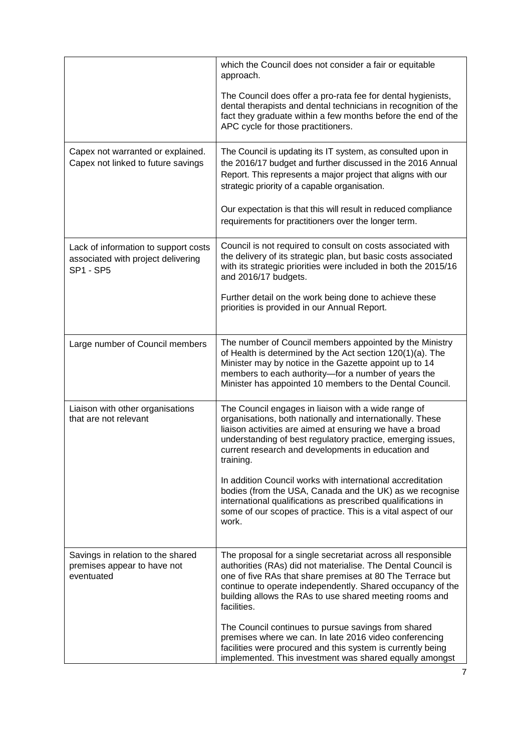| | |
|---|---|
| | which the Council does not consider a fair or equitable approach.<br><br>The Council does offer a pro-rata fee for dental hygienists, dental therapists and dental technicians in recognition of the fact they graduate within a few months before the end of the APC cycle for those practitioners. |
| Capex not warranted or explained. Capex not linked to future savings | The Council is updating its IT system, as consulted upon in the 2016/17 budget and further discussed in the 2016 Annual Report. This represents a major project that aligns with our strategic priority of a capable organisation.<br><br>Our expectation is that this will result in reduced compliance requirements for practitioners over the longer term. |
| Lack of information to support costs associated with project delivering SP1 - SP5 | Council is not required to consult on costs associated with the delivery of its strategic plan, but basic costs associated with its strategic priorities were included in both the 2015/16 and 2016/17 budgets.<br><br>Further detail on the work being done to achieve these priorities is provided in our Annual Report. |
| Large number of Council members | The number of Council members appointed by the Ministry of Health is determined by the Act section 120(1)(a). The Minister may by notice in the Gazette appoint up to 14 members to each authority—for a number of years the Minister has appointed 10 members to the Dental Council. |
| Liaison with other organisations that are not relevant | The Council engages in liaison with a wide range of organisations, both nationally and internationally. These liaison activities are aimed at ensuring we have a broad understanding of best regulatory practice, emerging issues, current research and developments in education and training.<br><br>In addition Council works with international accreditation bodies (from the USA, Canada and the UK) as we recognise international qualifications as prescribed qualifications in some of our scopes of practice. This is a vital aspect of our work. |
| Savings in relation to the shared premises appear to have not eventuated | The proposal for a single secretariat across all responsible authorities (RAs) did not materialise. The Dental Council is one of five RAs that share premises at 80 The Terrace but continue to operate independently. Shared occupancy of the building allows the RAs to use shared meeting rooms and facilities.<br><br>The Council continues to pursue savings from shared premises where we can. In late 2016 video conferencing facilities were procured and this system is currently being implemented. This investment was shared equally amongst |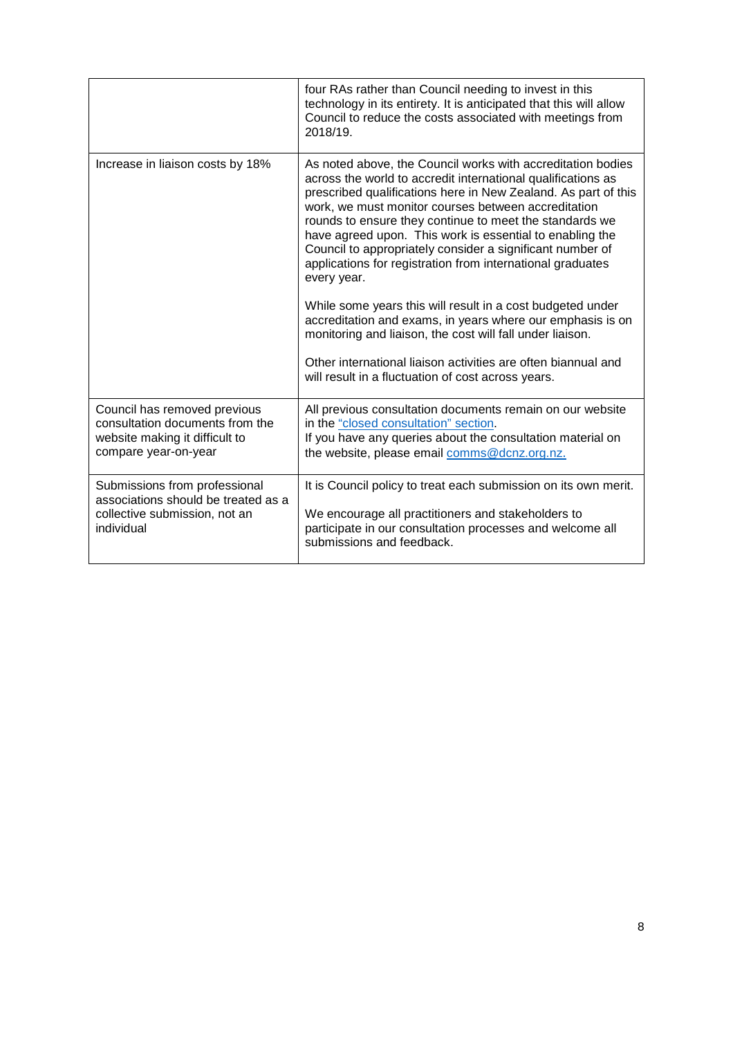| | |
|---|---|
| | four RAs rather than Council needing to invest in this technology in its entirety. It is anticipated that this will allow Council to reduce the costs associated with meetings from 2018/19. |
| Increase in liaison costs by 18% | As noted above, the Council works with accreditation bodies across the world to accredit international qualifications as prescribed qualifications here in New Zealand. As part of this work, we must monitor courses between accreditation rounds to ensure they continue to meet the standards we have agreed upon. This work is essential to enabling the Council to appropriately consider a significant number of applications for registration from international graduates every year.<br><br>While some years this will result in a cost budgeted under accreditation and exams, in years where our emphasis is on monitoring and liaison, the cost will fall under liaison.<br><br>Other international liaison activities are often biannual and will result in a fluctuation of cost across years. |
| Council has removed previous consultation documents from the website making it difficult to compare year-on-year | All previous consultation documents remain on our website in the "closed consultation" section.<br>If you have any queries about the consultation material on the website, please email comms@dcnz.org.nz. |
| Submissions from professional associations should be treated as a collective submission, not an individual | It is Council policy to treat each submission on its own merit.<br><br>We encourage all practitioners and stakeholders to participate in our consultation processes and welcome all submissions and feedback. |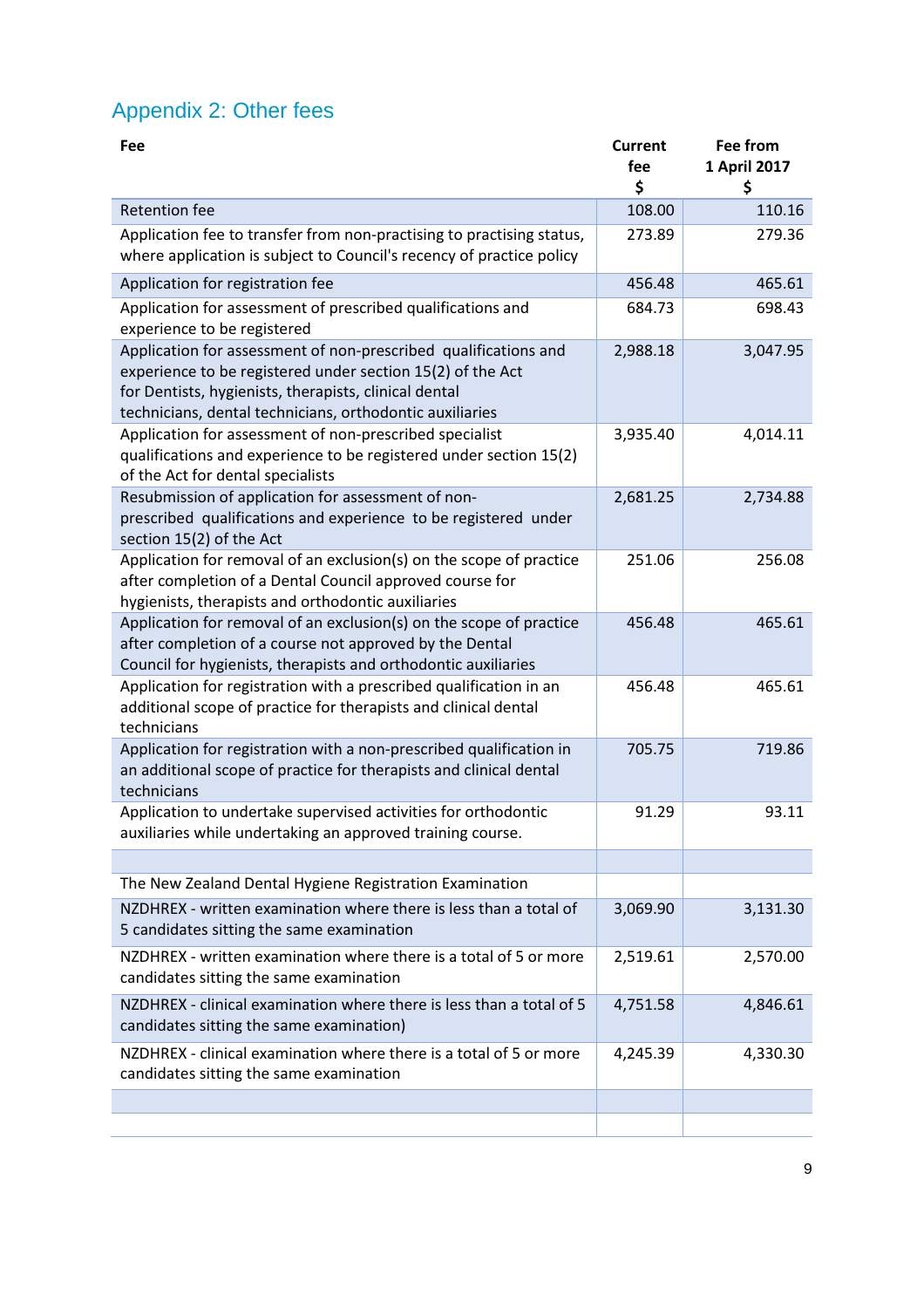## Appendix 2: Other fees

| Fee | Current fee $ | Fee from 1 April 2017 $ |
|---|---|---|
| Retention fee | 108.00 | 110.16 |
| Application fee to transfer from non-practising to practising status, where application is subject to Council's recency of practice policy | 273.89 | 279.36 |
| Application for registration fee | 456.48 | 465.61 |
| Application for assessment of prescribed qualifications and experience to be registered | 684.73 | 698.43 |
| Application for assessment of non-prescribed qualifications and experience to be registered under section 15(2) of the Act for Dentists, hygienists, therapists, clinical dental technicians, dental technicians, orthodontic auxiliaries | 2,988.18 | 3,047.95 |
| Application for assessment of non-prescribed specialist qualifications and experience to be registered under section 15(2) of the Act for dental specialists | 3,935.40 | 4,014.11 |
| Resubmission of application for assessment of non-prescribed qualifications and experience to be registered under section 15(2) of the Act | 2,681.25 | 2,734.88 |
| Application for removal of an exclusion(s) on the scope of practice after completion of a Dental Council approved course for hygienists, therapists and orthodontic auxiliaries | 251.06 | 256.08 |
| Application for removal of an exclusion(s) on the scope of practice after completion of a course not approved by the Dental Council for hygienists, therapists and orthodontic auxiliaries | 456.48 | 465.61 |
| Application for registration with a prescribed qualification in an additional scope of practice for therapists and clinical dental technicians | 456.48 | 465.61 |
| Application for registration with a non-prescribed qualification in an additional scope of practice for therapists and clinical dental technicians | 705.75 | 719.86 |
| Application to undertake supervised activities for orthodontic auxiliaries while undertaking an approved training course. | 91.29 | 93.11 |
| | | |
| The New Zealand Dental Hygiene Registration Examination | | |
| NZDHREX - written examination where there is less than a total of 5 candidates sitting the same examination | 3,069.90 | 3,131.30 |
| NZDHREX - written examination where there is a total of 5 or more candidates sitting the same examination | 2,519.61 | 2,570.00 |
| NZDHREX - clinical examination where there is less than a total of 5 candidates sitting the same examination) | 4,751.58 | 4,846.61 |
| NZDHREX - clinical examination where there is a total of 5 or more candidates sitting the same examination | 4,245.39 | 4,330.30 |
| | | |
| | | |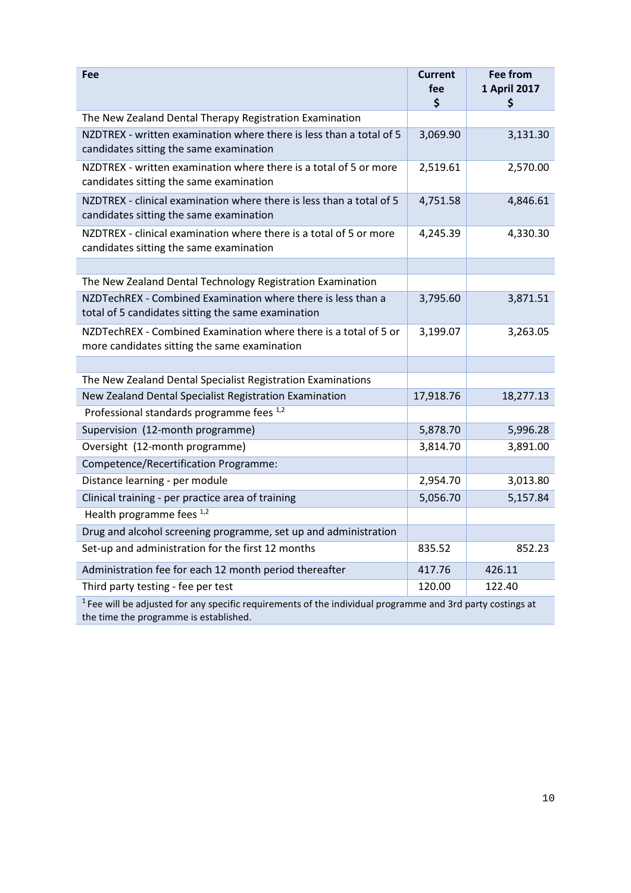| Fee | Current fee $ | Fee from 1 April 2017 $ |
|---|---|---|
| The New Zealand Dental Therapy Registration Examination | | |
| NZDTREX - written examination where there is less than a total of 5 candidates sitting the same examination | 3,069.90 | 3,131.30 |
| NZDTREX - written examination where there is a total of 5 or more candidates sitting the same examination | 2,519.61 | 2,570.00 |
| NZDTREX - clinical examination where there is less than a total of 5 candidates sitting the same examination | 4,751.58 | 4,846.61 |
| NZDTREX - clinical examination where there is a total of 5 or more candidates sitting the same examination | 4,245.39 | 4,330.30 |
| | | |
| The New Zealand Dental Technology Registration Examination | | |
| NZDTechREX - Combined Examination where there is less than a total of 5 candidates sitting the same examination | 3,795.60 | 3,871.51 |
| NZDTechREX - Combined Examination where there is a total of 5 or more candidates sitting the same examination | 3,199.07 | 3,263.05 |
| | | |
| The New Zealand Dental Specialist Registration Examinations | | |
| New Zealand Dental Specialist Registration Examination | 17,918.76 | 18,277.13 |
| Professional standards programme fees [1,2] | | |
| Supervision (12-month programme) | 5,878.70 | 5,996.28 |
| Oversight (12-month programme) | 3,814.70 | 3,891.00 |
| Competence/Recertification Programme: | | |
| Distance learning - per module | 2,954.70 | 3,013.80 |
| Clinical training - per practice area of training | 5,056.70 | 5,157.84 |
| Health programme fees [1,2] | | |
| Drug and alcohol screening programme, set up and administration | | |
| Set-up and administration for the first 12 months | 835.52 | 852.23 |
| Administration fee for each 12 month period thereafter | 417.76 | 426.11 |
| Third party testing - fee per test | 120.00 | 122.40 |

[1] Fee will be adjusted for any specific requirements of the individual programme and 3rd party costings at the time the programme is established.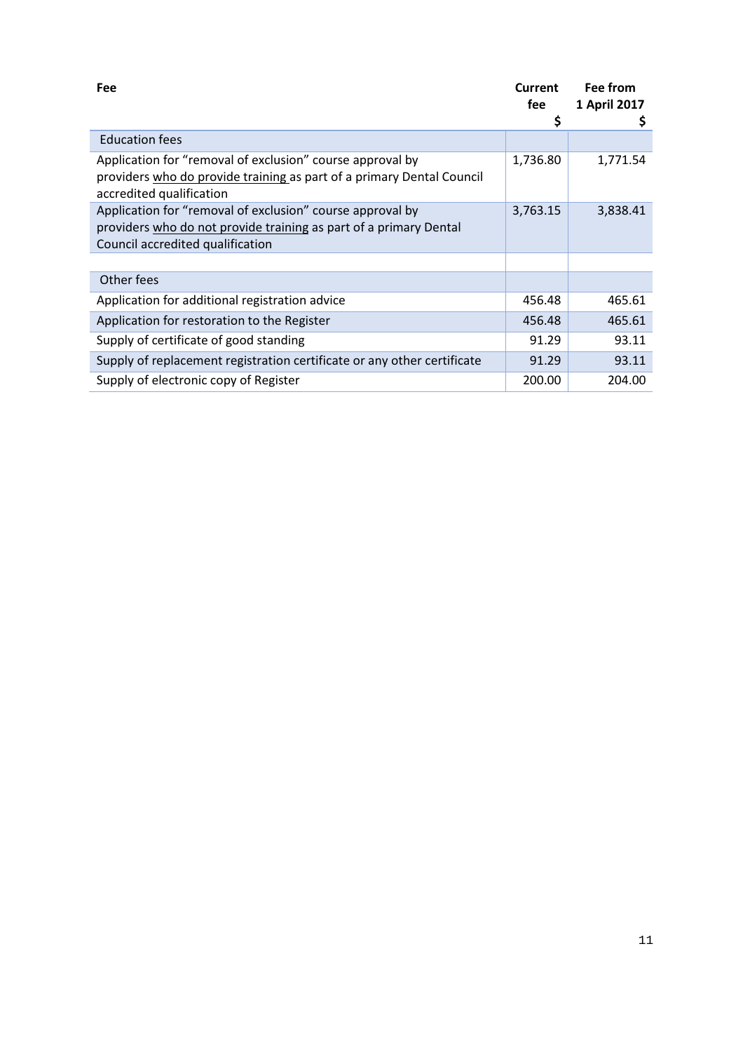| Fee | Current fee<br>$ | Fee from 1 April 2017<br>$ |
|---|---|---|
| Education fees | | |
| Application for "removal of exclusion" course approval by providers who do provide training as part of a primary Dental Council accredited qualification | 1,736.80 | 1,771.54 |
| Application for "removal of exclusion" course approval by providers who do not provide training as part of a primary Dental Council accredited qualification | 3,763.15 | 3,838.41 |
| | | |
| Other fees | | |
| Application for additional registration advice | 456.48 | 465.61 |
| Application for restoration to the Register | 456.48 | 465.61 |
| Supply of certificate of good standing | 91.29 | 93.11 |
| Supply of replacement registration certificate or any other certificate | 91.29 | 93.11 |
| Supply of electronic copy of Register | 200.00 | 204.00 |